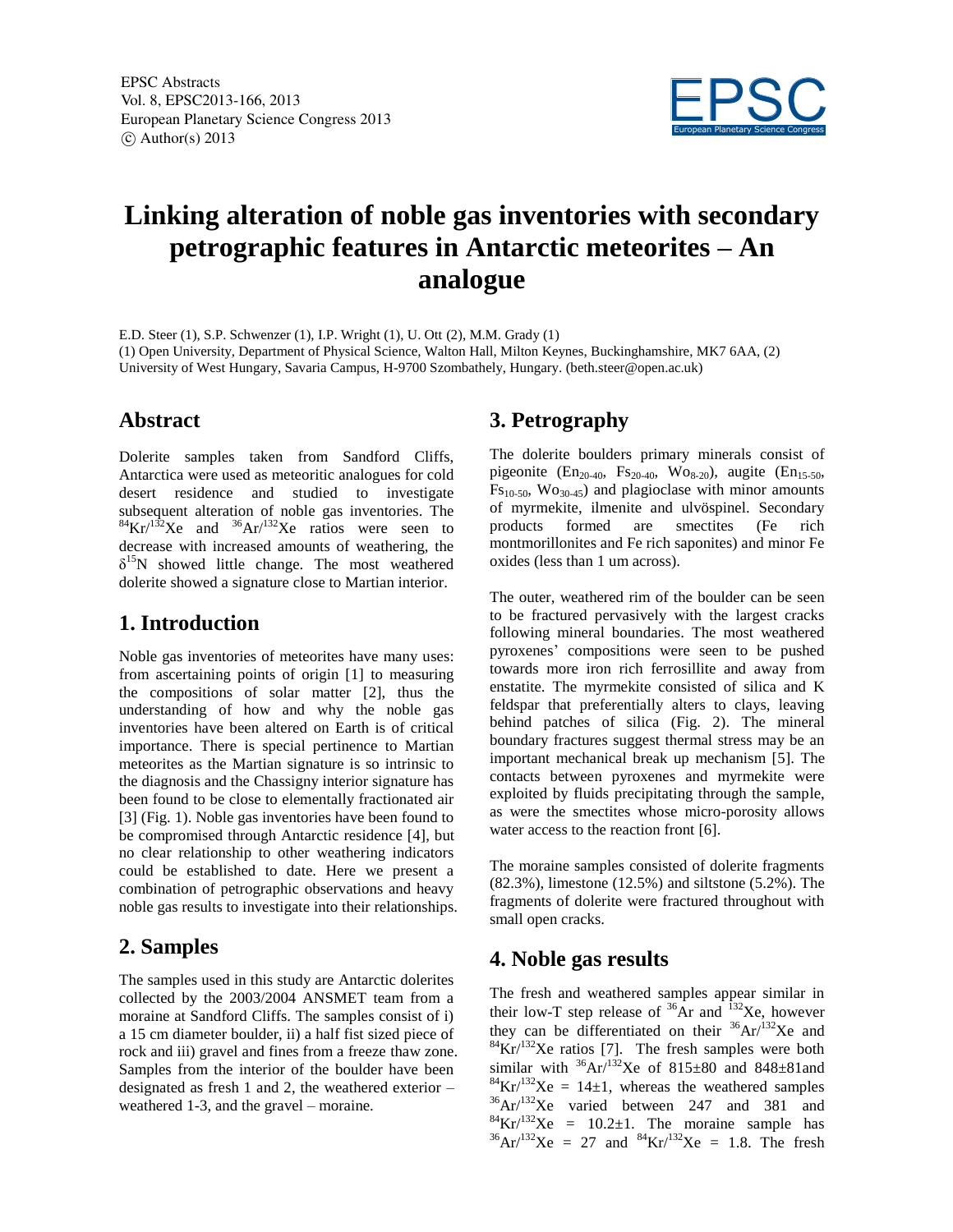# Linking alteration of noble gas inventories with secondary petrographic features in Antarctic meteorites – An analogue

E.D. Steer (1), S.P. Schwenzer (1), I.P. Wright (1), U. Ott (2), M.M. Grady (1)

(1) Open University, Department of Physical Science, Walton Hall, Milton Keynes, Buckinghamshire, MK7 6AA, (2) University of West Hungary, Savaria Campus, H-9700 Szombathely, Hungary. (beth.steer@open.ac.uk)

## Abstract

Dolerite samples taken from Sandford Cliffs, Antarctica were used as meteoritic analogues for cold desert residence and studied to investigate subsequent alteration of noble gas inventories. The $^{84}Kr/^{132}Xe$ and $^{36}Ar/^{132}Xe$ ratios were seen to decrease with increased amounts of weathering, the $\delta^{15}N$ showed little change. The most weathered dolerite showed a signature close to Martian interior.

## 1. Introduction

Noble gas inventories of meteorites have many uses: from ascertaining points of origin [1] to measuring the compositions of solar matter [2], thus the understanding of how and why the noble gas inventories have been altered on Earth is of critical importance. There is special pertinence to Martian meteorites as the Martian signature is so intrinsic to the diagnosis and the Chassigny interior signature has been found to be close to elementally fractionated air [3] (Fig. 1). Noble gas inventories have been found to be compromised through Antarctic residence [4], but no clear relationship to other weathering indicators could be established to date. Here we present a combination of petrographic observations and heavy noble gas results to investigate into their relationships.

## 2. Samples

The samples used in this study are Antarctic dolerites collected by the 2003/2004 ANSMET team from a moraine at Sandford Cliffs. The samples consist of i) a 15 cm diameter boulder, ii) a half fist sized piece of rock and iii) gravel and fines from a freeze thaw zone. Samples from the interior of the boulder have been designated as fresh 1 and 2, the weathered exterior – weathered 1-3, and the gravel – moraine.

## 3. Petrography

The dolerite boulders primary minerals consist of pigeonite ($En_{20-40}$, $Fs_{20-40}$, $Wo_{8-20}$), augite ($En_{15-50}$, $Fs_{10-50}$, $Wo_{30-45}$) and plagioclase with minor amounts of myrmekite, ilmenite and ulvöspinel. Secondary products formed are smectites (Fe rich montmorillonites and Fe rich saponites) and minor Fe oxides (less than 1 um across).

The outer, weathered rim of the boulder can be seen to be fractured pervasively with the largest cracks following mineral boundaries. The most weathered pyroxenes' compositions were seen to be pushed towards more iron rich ferrosillite and away from enstatite. The myrmekite consisted of silica and K feldspar that preferentially alters to clays, leaving behind patches of silica (Fig. 2). The mineral boundary fractures suggest thermal stress may be an important mechanical break up mechanism [5]. The contacts between pyroxenes and myrmekite were exploited by fluids precipitating through the sample, as were the smectites whose micro-porosity allows water access to the reaction front [6].

The moraine samples consisted of dolerite fragments (82.3%), limestone (12.5%) and siltstone (5.2%). The fragments of dolerite were fractured throughout with small open cracks.

## 4. Noble gas results

The fresh and weathered samples appear similar in their low-T step release of $^{36}Ar$ and $^{132}Xe$, however they can be differentiated on their $^{36}Ar/^{132}Xe$ and $^{84}Kr/^{132}Xe$ ratios [7]. The fresh samples were both similar with $^{36}Ar/^{132}Xe$ of 815±80 and 848±81and $^{84}Kr/^{132}Xe$ = 14±1, whereas the weathered samples $^{36}Ar/^{132}Xe$ varied between 247 and 381 and $^{84}Kr/^{132}Xe$ = 10.2±1. The moraine sample has $^{36}Ar/^{132}Xe$ = 27 and $^{84}Kr/^{132}Xe$ = 1.8. The fresh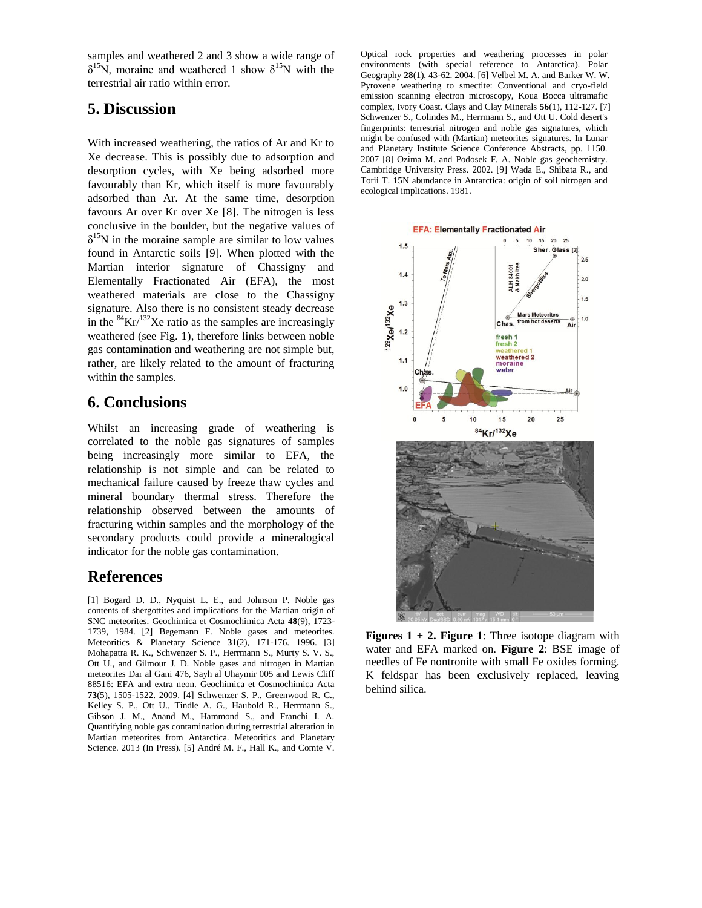samples and weathered 2 and 3 show a wide range of $\delta^{15}N$, moraine and weathered 1 show $\delta^{15}N$ with the terrestrial air ratio within error.

## 5. Discussion

With increased weathering, the ratios of Ar and Kr to Xe decrease. This is possibly due to adsorption and desorption cycles, with Xe being adsorbed more favourably than Kr, which itself is more favourably adsorbed than Ar. At the same time, desorption favours Ar over Kr over Xe [8]. The nitrogen is less conclusive in the boulder, but the negative values of $\delta^{15}N$ in the moraine sample are similar to low values found in Antarctic soils [9]. When plotted with the Martian interior signature of Chassigny and Elementally Fractionated Air (EFA), the most weathered materials are close to the Chassigny signature. Also there is no consistent steady decrease in the $^{84}Kr/^{132}Xe$ ratio as the samples are increasingly weathered (see Fig. 1), therefore links between noble gas contamination and weathering are not simple but, rather, are likely related to the amount of fracturing within the samples.

## 6. Conclusions

Whilst an increasing grade of weathering is correlated to the noble gas signatures of samples being increasingly more similar to EFA, the relationship is not simple and can be related to mechanical failure caused by freeze thaw cycles and mineral boundary thermal stress. Therefore the relationship observed between the amounts of fracturing within samples and the morphology of the secondary products could provide a mineralogical indicator for the noble gas contamination.

## References

[1] Bogard D. D., Nyquist L. E., and Johnson P. Noble gas contents of shergottites and implications for the Martian origin of SNC meteorites. Geochimica et Cosmochimica Acta **48**(9), 1723-1739, 1984. [2] Begemann F. Noble gases and meteorites. Meteoritics & Planetary Science **31**(2), 171-176. 1996. [3] Mohapatra R. K., Schwenzer S. P., Herrmann S., Murty S. V. S., Ott U., and Gilmour J. D. Noble gases and nitrogen in Martian meteorites Dar al Gani 476, Sayh al Uhaymir 005 and Lewis Cliff 88516: EFA and extra neon. Geochimica et Cosmochimica Acta **73**(5), 1505-1522. 2009. [4] Schwenzer S. P., Greenwood R. C., Kelley S. P., Ott U., Tindle A. G., Haubold R., Herrmann S., Gibson J. M., Anand M., Hammond S., and Franchi I. A. Quantifying noble gas contamination during terrestrial alteration in Martian meteorites from Antarctica. Meteoritics and Planetary Science. 2013 (In Press). [5] André M. F., Hall K., and Comte V. Optical rock properties and weathering processes in polar environments (with special reference to Antarctica). Polar Geography **28**(1), 43-62. 2004. [6] Velbel M. A. and Barker W. W. Pyroxene weathering to smectite: Conventional and cryo-field emission scanning electron microscopy, Koua Bocca ultramafic complex, Ivory Coast. Clays and Clay Minerals **56**(1), 112-127. [7] Schwenzer S., Colindes M., Herrmann S., and Ott U. Cold desert's fingerprints: terrestrial nitrogen and noble gas signatures, which might be confused with (Martian) meteorites signatures. In Lunar and Planetary Institute Science Conference Abstracts, pp. 1150. 2007 [8] Ozima M. and Podosek F. A. Noble gas geochemistry. Cambridge University Press. 2002. [9] Wada E., Shibata R., and Torii T. 15N abundance in Antarctica: origin of soil nitrogen and ecological implications. 1981.

EFA: Elementally Fractionated Air

Sher. Glass [2]
ALH 84001 & Nakhlites
Shergottites
Mars Meteorites from hot deserts
Chas.
Air
To Mars Atm.
fresh 1
fresh 2
weathered 1
weathered 2
moraine
water
EFA

$^{129}Xe/^{132}Xe$

$^{84}Kr/^{132}Xe$

**Figures 1 + 2. Figure 1**: Three isotope diagram with water and EFA marked on. **Figure 2**: BSE image of needles of Fe nontronite with small Fe oxides forming. K feldspar has been exclusively replaced, leaving behind silica.